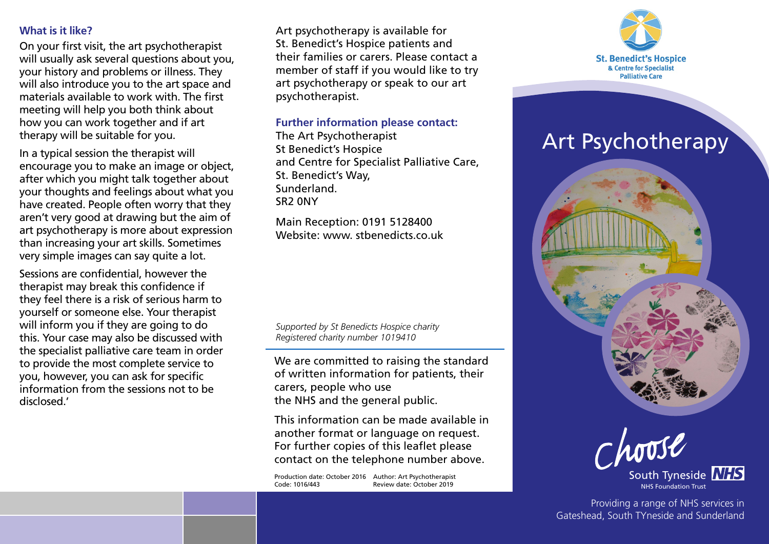## What is it like?

On your first visit, the art psychotherapist will usually ask several questions about you, your history and problems or illness. They will also introduce you to the art space and materials available to work with. The first meeting will help you both think about how you can work together and if art therapy will be suitable for you.

In a typical session the therapist will encourage you to make an image or object, after which you might talk together about your thoughts and feelings about what you have created. People often worry that they aren't very good at drawing but the aim of art psychotherapy is more about expression than increasing your art skills. Sometimes very simple images can say quite a lot.

Sessions are confidential, however the therapist may break this confidence if they feel there is a risk of serious harm to yourself or someone else. Your therapist will inform you if they are going to do this. Your case may also be discussed with the specialist palliative care team in order to provide the most complete service to you, however, you can ask for specific information from the sessions not to be disclosed.'

Art psychotherapy is available for St. Benedict's Hospice patients and their families or carers. Please contact a member of staff if you would like to try art psychotherapy or speak to our art psychotherapist.

**Further information please contact:**

The Art Psychotherapist
St Benedict's Hospice
and Centre for Specialist Palliative Care,
St. Benedict's Way,
Sunderland.
SR2 0NY

Main Reception: 0191 5128400
Website: www. stbenedicts.co.uk

*Supported by St Benedicts Hospice charity*
*Registered charity number 1019410*

We are committed to raising the standard of written information for patients, their carers, people who use the NHS and the general public.

This information can be made available in another format or language on request. For further copies of this leaflet please contact on the telephone number above.

Production date: October 2016 Author: Art Psychotherapist
Code: 1016/443 Review date: October 2019

St. Benedict's Hospice
& Centre for Specialist Palliative Care

# Art Psychotherapy

Choose

South Tyneside NHS
NHS Foundation Trust

Providing a range of NHS services in Gateshead, South TYneside and Sunderland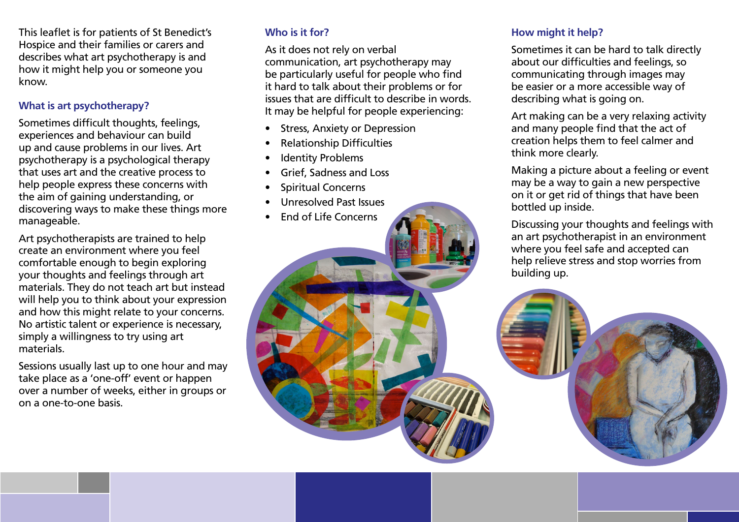This leaflet is for patients of St Benedict's Hospice and their families or carers and describes what art psychotherapy is and how it might help you or someone you know.

## What is art psychotherapy?

Sometimes difficult thoughts, feelings, experiences and behaviour can build up and cause problems in our lives. Art psychotherapy is a psychological therapy that uses art and the creative process to help people express these concerns with the aim of gaining understanding, or discovering ways to make these things more manageable.

Art psychotherapists are trained to help create an environment where you feel comfortable enough to begin exploring your thoughts and feelings through art materials. They do not teach art but instead will help you to think about your expression and how this might relate to your concerns. No artistic talent or experience is necessary, simply a willingness to try using art materials.

Sessions usually last up to one hour and may take place as a 'one-off' event or happen over a number of weeks, either in groups or on a one-to-one basis.

## Who is it for?

As it does not rely on verbal communication, art psychotherapy may be particularly useful for people who find it hard to talk about their problems or for issues that are difficult to describe in words. It may be helpful for people experiencing:

- Stress, Anxiety or Depression
- Relationship Difficulties
- Identity Problems
- Grief, Sadness and Loss
- Spiritual Concerns
- Unresolved Past Issues
- End of Life Concerns

## How might it help?

Sometimes it can be hard to talk directly about our difficulties and feelings, so communicating through images may be easier or a more accessible way of describing what is going on.

Art making can be a very relaxing activity and many people find that the act of creation helps them to feel calmer and think more clearly.

Making a picture about a feeling or event may be a way to gain a new perspective on it or get rid of things that have been bottled up inside.

Discussing your thoughts and feelings with an art psychotherapist in an environment where you feel safe and accepted can help relieve stress and stop worries from building up.